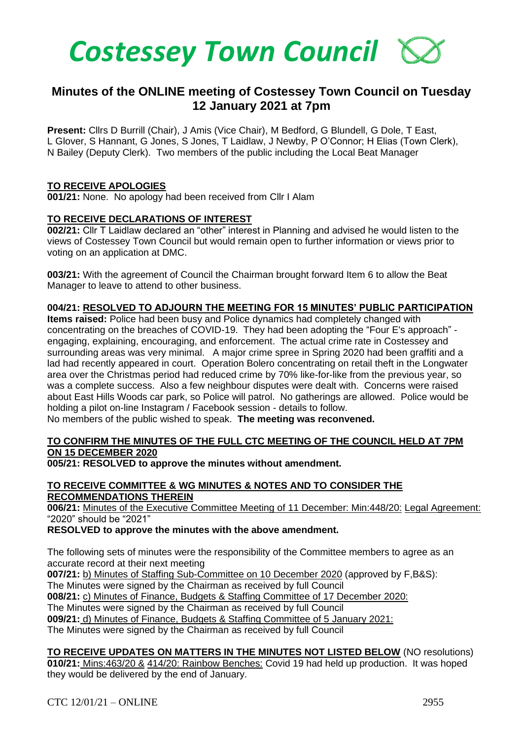# *Costessey Town Council*

## Minutes of the ONLINE meeting of Costessey Town Council on Tuesday 12 January 2021 at 7pm

**Present:** Cllrs D Burrill (Chair), J Amis (Vice Chair), M Bedford, G Blundell, G Dole, T East, L Glover, S Hannant, G Jones, S Jones, T Laidlaw, J Newby, P O'Connor; H Elias (Town Clerk), N Bailey (Deputy Clerk). Two members of the public including the Local Beat Manager

**TO RECEIVE APOLOGIES**

**001/21:** None. No apology had been received from Cllr I Alam

**TO RECEIVE DECLARATIONS OF INTEREST**

**002/21:** Cllr T Laidlaw declared an "other" interest in Planning and advised he would listen to the views of Costessey Town Council but would remain open to further information or views prior to voting on an application at DMC.

**003/21:** With the agreement of Council the Chairman brought forward Item 6 to allow the Beat Manager to leave to attend to other business.

**004/21: RESOLVED TO ADJOURN THE MEETING FOR 15 MINUTES' PUBLIC PARTICIPATION**

**Items raised:** Police had been busy and Police dynamics had completely changed with concentrating on the breaches of COVID-19. They had been adopting the "Four E's approach" - engaging, explaining, encouraging, and enforcement. The actual crime rate in Costessey and surrounding areas was very minimal. A major crime spree in Spring 2020 had been graffiti and a lad had recently appeared in court. Operation Bolero concentrating on retail theft in the Longwater area over the Christmas period had reduced crime by 70% like-for-like from the previous year, so was a complete success. Also a few neighbour disputes were dealt with. Concerns were raised about East Hills Woods car park, so Police will patrol. No gatherings are allowed. Police would be holding a pilot on-line Instagram / Facebook session - details to follow.
No members of the public wished to speak. **The meeting was reconvened.**

**TO CONFIRM THE MINUTES OF THE FULL CTC MEETING OF THE COUNCIL HELD AT 7PM ON 15 DECEMBER 2020**

**005/21: RESOLVED to approve the minutes without amendment.**

**TO RECEIVE COMMITTEE & WG MINUTES & NOTES AND TO CONSIDER THE RECOMMENDATIONS THEREIN**

**006/21:** Minutes of the Executive Committee Meeting of 11 December: Min:448/20: Legal Agreement: "2020" should be "2021"

**RESOLVED to approve the minutes with the above amendment.**

The following sets of minutes were the responsibility of the Committee members to agree as an accurate record at their next meeting

**007/21:** b) Minutes of Staffing Sub-Committee on 10 December 2020 (approved by F,B&S):
The Minutes were signed by the Chairman as received by full Council

**008/21:** c) Minutes of Finance, Budgets & Staffing Committee of 17 December 2020:
The Minutes were signed by the Chairman as received by full Council

**009/21:** d) Minutes of Finance, Budgets & Staffing Committee of 5 January 2021:
The Minutes were signed by the Chairman as received by full Council

**TO RECEIVE UPDATES ON MATTERS IN THE MINUTES NOT LISTED BELOW** (NO resolutions)

**010/21:** Mins:463/20 & 414/20: Rainbow Benches: Covid 19 had held up production. It was hoped they would be delivered by the end of January.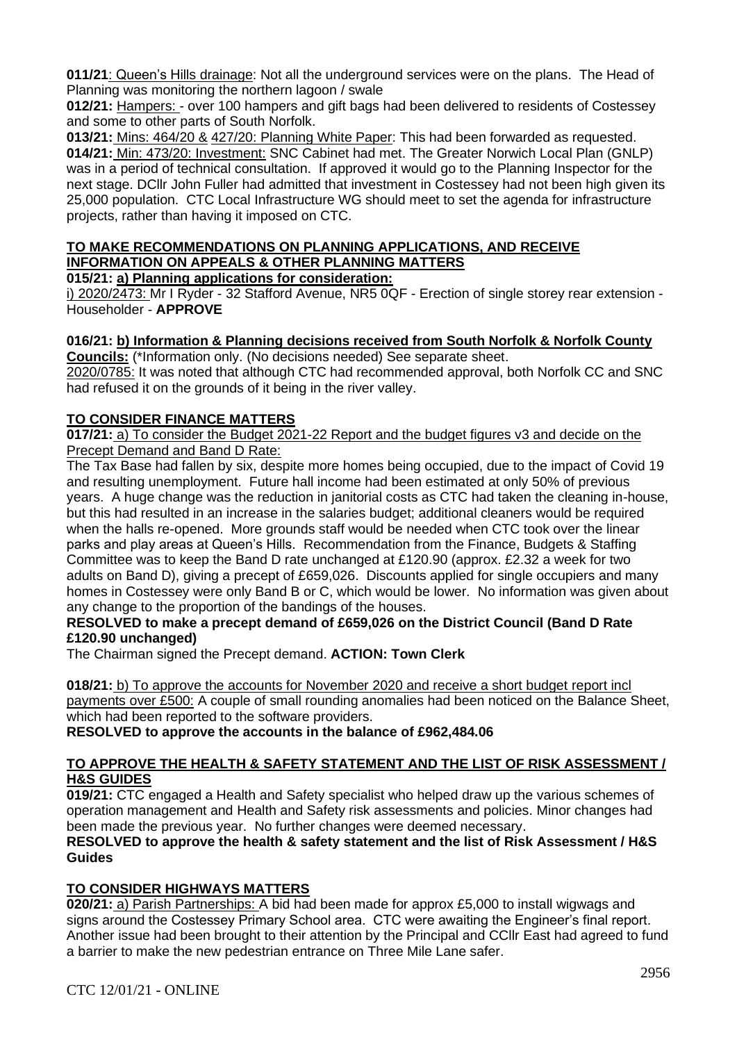**011/21**: Queen's Hills drainage: Not all the underground services were on the plans. The Head of Planning was monitoring the northern lagoon / swale

**012/21:** Hampers: - over 100 hampers and gift bags had been delivered to residents of Costessey and some to other parts of South Norfolk.

**013/21:** Mins: 464/20 & 427/20: Planning White Paper: This had been forwarded as requested.

**014/21:** Min: 473/20: Investment: SNC Cabinet had met. The Greater Norwich Local Plan (GNLP) was in a period of technical consultation. If approved it would go to the Planning Inspector for the next stage. DCllr John Fuller had admitted that investment in Costessey had not been high given its 25,000 population. CTC Local Infrastructure WG should meet to set the agenda for infrastructure projects, rather than having it imposed on CTC.

## TO MAKE RECOMMENDATIONS ON PLANNING APPLICATIONS, AND RECEIVE INFORMATION ON APPEALS & OTHER PLANNING MATTERS

**015/21: a) Planning applications for consideration:**

i) 2020/2473: Mr I Ryder - 32 Stafford Avenue, NR5 0QF - Erection of single storey rear extension - Householder - **APPROVE**

**016/21: b) Information & Planning decisions received from South Norfolk & Norfolk County Councils:** (*Information only. (No decisions needed) See separate sheet.

2020/0785: It was noted that although CTC had recommended approval, both Norfolk CC and SNC had refused it on the grounds of it being in the river valley.

## TO CONSIDER FINANCE MATTERS

**017/21:** a) To consider the Budget 2021-22 Report and the budget figures v3 and decide on the Precept Demand and Band D Rate:

The Tax Base had fallen by six, despite more homes being occupied, due to the impact of Covid 19 and resulting unemployment. Future hall income had been estimated at only 50% of previous years. A huge change was the reduction in janitorial costs as CTC had taken the cleaning in-house, but this had resulted in an increase in the salaries budget; additional cleaners would be required when the halls re-opened. More grounds staff would be needed when CTC took over the linear parks and play areas at Queen's Hills. Recommendation from the Finance, Budgets & Staffing Committee was to keep the Band D rate unchanged at £120.90 (approx. £2.32 a week for two adults on Band D), giving a precept of £659,026. Discounts applied for single occupiers and many homes in Costessey were only Band B or C, which would be lower. No information was given about any change to the proportion of the bandings of the houses.

**RESOLVED to make a precept demand of £659,026 on the District Council (Band D Rate £120.90 unchanged)**

The Chairman signed the Precept demand. **ACTION: Town Clerk**

**018/21:** b) To approve the accounts for November 2020 and receive a short budget report incl payments over £500: A couple of small rounding anomalies had been noticed on the Balance Sheet, which had been reported to the software providers.

**RESOLVED to approve the accounts in the balance of £962,484.06**

## TO APPROVE THE HEALTH & SAFETY STATEMENT AND THE LIST OF RISK ASSESSMENT / H&S GUIDES

**019/21:** CTC engaged a Health and Safety specialist who helped draw up the various schemes of operation management and Health and Safety risk assessments and policies. Minor changes had been made the previous year. No further changes were deemed necessary.

**RESOLVED to approve the health & safety statement and the list of Risk Assessment / H&S Guides**

## TO CONSIDER HIGHWAYS MATTERS

**020/21:** a) Parish Partnerships: A bid had been made for approx £5,000 to install wigwags and signs around the Costessey Primary School area. CTC were awaiting the Engineer's final report. Another issue had been brought to their attention by the Principal and CCllr East had agreed to fund a barrier to make the new pedestrian entrance on Three Mile Lane safer.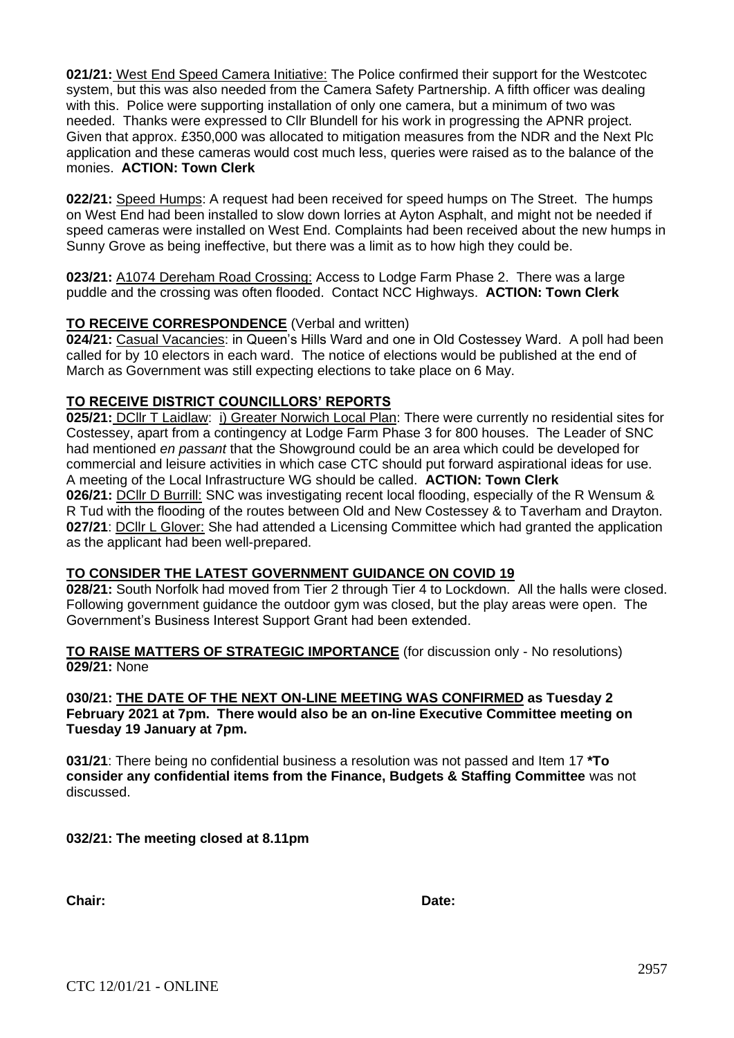**021/21:** West End Speed Camera Initiative: The Police confirmed their support for the Westcotec system, but this was also needed from the Camera Safety Partnership. A fifth officer was dealing with this. Police were supporting installation of only one camera, but a minimum of two was needed. Thanks were expressed to Cllr Blundell for his work in progressing the APNR project. Given that approx. £350,000 was allocated to mitigation measures from the NDR and the Next Plc application and these cameras would cost much less, queries were raised as to the balance of the monies. **ACTION: Town Clerk**

**022/21:** Speed Humps: A request had been received for speed humps on The Street. The humps on West End had been installed to slow down lorries at Ayton Asphalt, and might not be needed if speed cameras were installed on West End. Complaints had been received about the new humps in Sunny Grove as being ineffective, but there was a limit as to how high they could be.

**023/21:** A1074 Dereham Road Crossing: Access to Lodge Farm Phase 2. There was a large puddle and the crossing was often flooded. Contact NCC Highways. **ACTION: Town Clerk**

**TO RECEIVE CORRESPONDENCE** (Verbal and written)

**024/21:** Casual Vacancies: in Queen's Hills Ward and one in Old Costessey Ward. A poll had been called for by 10 electors in each ward. The notice of elections would be published at the end of March as Government was still expecting elections to take place on 6 May.

**TO RECEIVE DISTRICT COUNCILLORS' REPORTS**

**025/21:** DCllr T Laidlaw: i) Greater Norwich Local Plan: There were currently no residential sites for Costessey, apart from a contingency at Lodge Farm Phase 3 for 800 houses. The Leader of SNC had mentioned *en passant* that the Showground could be an area which could be developed for commercial and leisure activities in which case CTC should put forward aspirational ideas for use. A meeting of the Local Infrastructure WG should be called. **ACTION: Town Clerk**

**026/21:** DCllr D Burrill: SNC was investigating recent local flooding, especially of the R Wensum & R Tud with the flooding of the routes between Old and New Costessey & to Taverham and Drayton.

**027/21**: DCllr L Glover: She had attended a Licensing Committee which had granted the application as the applicant had been well-prepared.

**TO CONSIDER THE LATEST GOVERNMENT GUIDANCE ON COVID 19**

**028/21:** South Norfolk had moved from Tier 2 through Tier 4 to Lockdown. All the halls were closed. Following government guidance the outdoor gym was closed, but the play areas were open. The Government's Business Interest Support Grant had been extended.

**TO RAISE MATTERS OF STRATEGIC IMPORTANCE** (for discussion only - No resolutions)

**029/21:** None

**030/21: THE DATE OF THE NEXT ON-LINE MEETING WAS CONFIRMED as Tuesday 2 February 2021 at 7pm. There would also be an on-line Executive Committee meeting on Tuesday 19 January at 7pm.**

**031/21**: There being no confidential business a resolution was not passed and Item 17 ***To consider any confidential items from the Finance, Budgets & Staffing Committee** was not discussed.

**032/21: The meeting closed at 8.11pm**

**Chair:** **Date:**